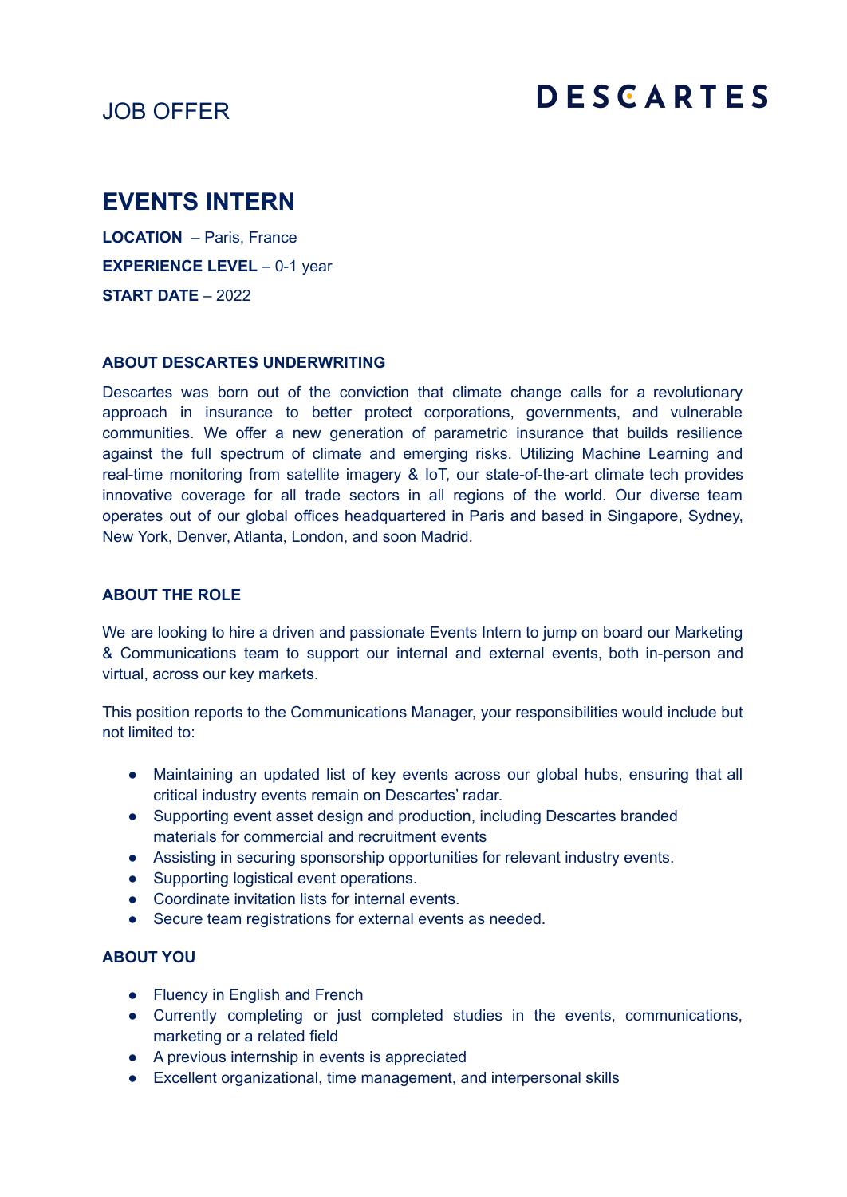JOB OFFER

DESCARTES

# EVENTS INTERN

**LOCATION** – Paris, France

**EXPERIENCE LEVEL** – 0-1 year

**START DATE** – 2022

## ABOUT DESCARTES UNDERWRITING

Descartes was born out of the conviction that climate change calls for a revolutionary approach in insurance to better protect corporations, governments, and vulnerable communities. We offer a new generation of parametric insurance that builds resilience against the full spectrum of climate and emerging risks. Utilizing Machine Learning and real-time monitoring from satellite imagery & IoT, our state-of-the-art climate tech provides innovative coverage for all trade sectors in all regions of the world. Our diverse team operates out of our global offices headquartered in Paris and based in Singapore, Sydney, New York, Denver, Atlanta, London, and soon Madrid.

## ABOUT THE ROLE

We are looking to hire a driven and passionate Events Intern to jump on board our Marketing & Communications team to support our internal and external events, both in-person and virtual, across our key markets.

This position reports to the Communications Manager, your responsibilities would include but not limited to:

- Maintaining an updated list of key events across our global hubs, ensuring that all critical industry events remain on Descartes' radar.
- Supporting event asset design and production, including Descartes branded materials for commercial and recruitment events
- Assisting in securing sponsorship opportunities for relevant industry events.
- Supporting logistical event operations.
- Coordinate invitation lists for internal events.
- Secure team registrations for external events as needed.

## ABOUT YOU

- Fluency in English and French
- Currently completing or just completed studies in the events, communications, marketing or a related field
- A previous internship in events is appreciated
- Excellent organizational, time management, and interpersonal skills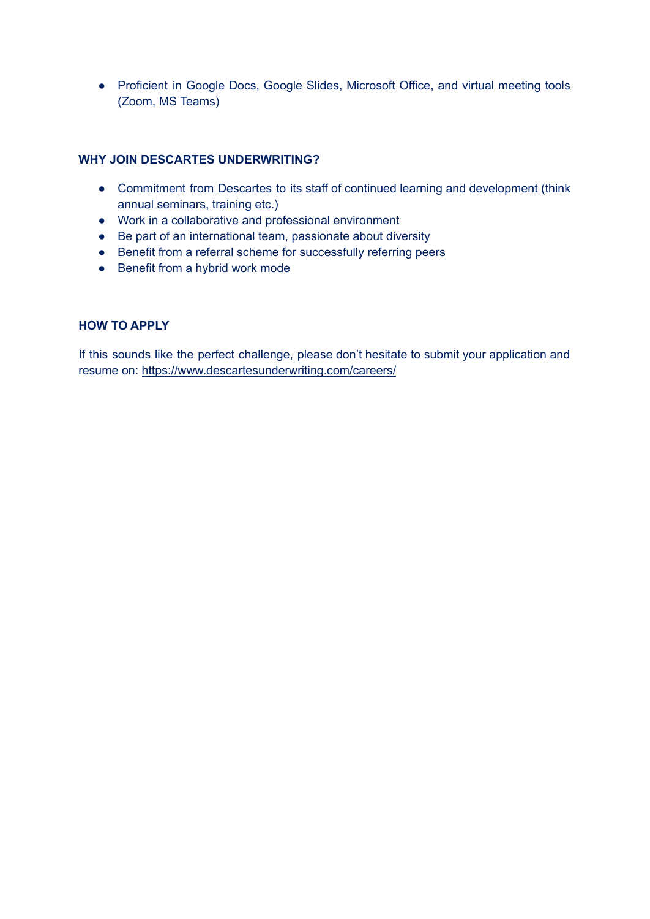- Proficient in Google Docs, Google Slides, Microsoft Office, and virtual meeting tools (Zoom, MS Teams)

## WHY JOIN DESCARTES UNDERWRITING?

- Commitment from Descartes to its staff of continued learning and development (think annual seminars, training etc.)
- Work in a collaborative and professional environment
- Be part of an international team, passionate about diversity
- Benefit from a referral scheme for successfully referring peers
- Benefit from a hybrid work mode

## HOW TO APPLY

If this sounds like the perfect challenge, please don't hesitate to submit your application and resume on: https://www.descartesunderwriting.com/careers/